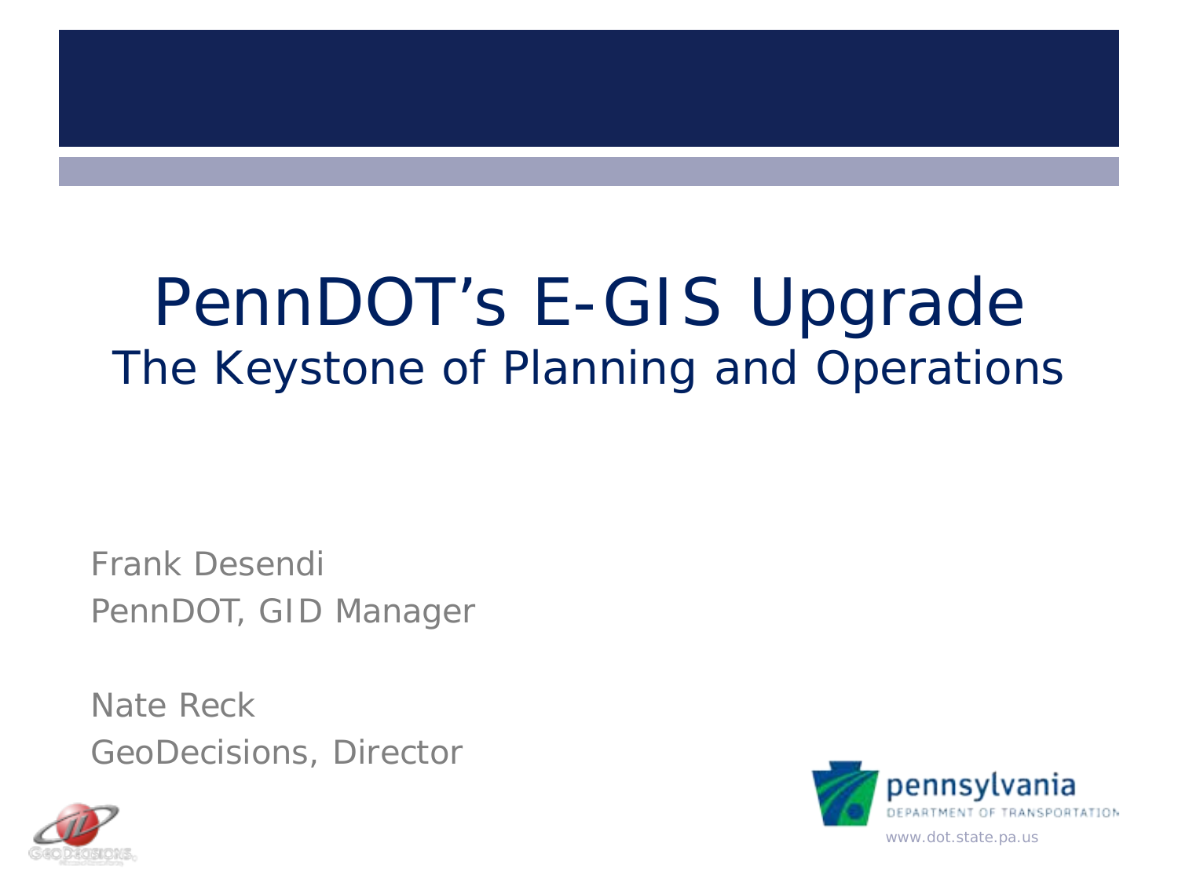# PennDOT's E-GIS Upgrade

## The Keystone of Planning and Operations

Frank Desendi
PennDOT, GID Manager

Nate Reck
GeoDecisions, Director

www.dot.state.pa.us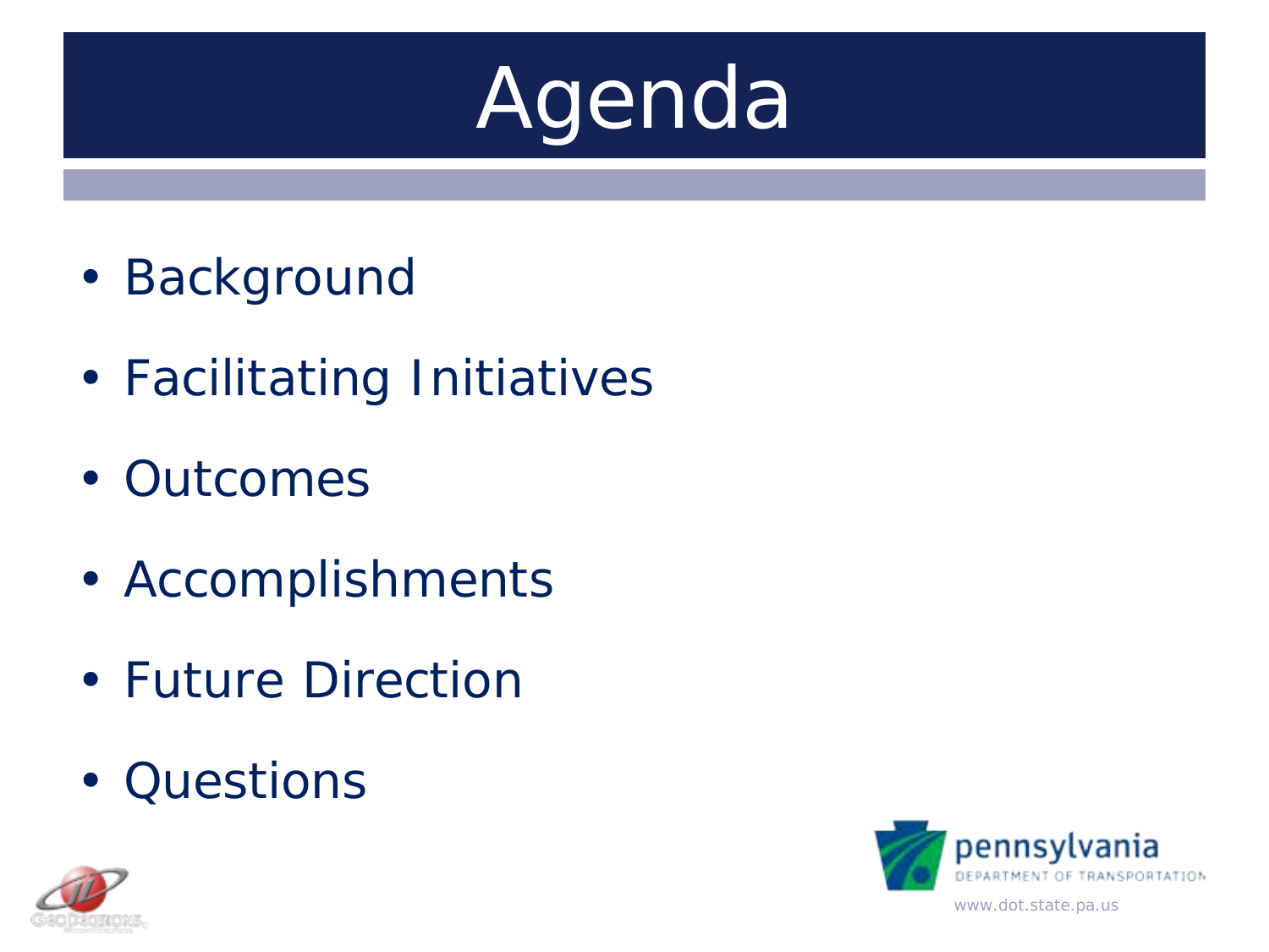# Agenda

- Background
- Facilitating Initiatives
- Outcomes
- Accomplishments
- Future Direction
- Questions

www.dot.state.pa.us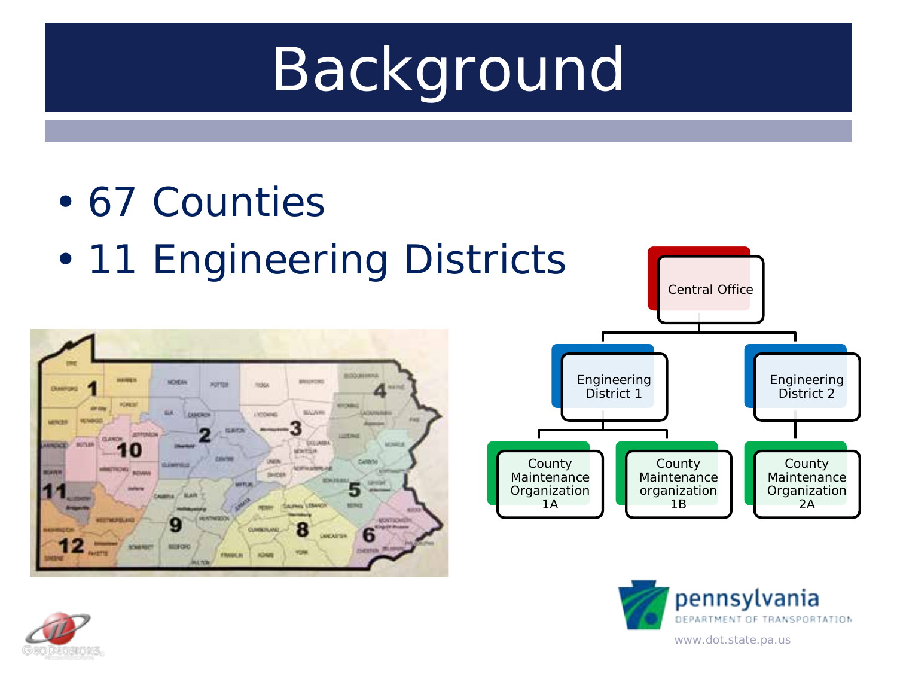# Background

- 67 Counties
- 11 Engineering Districts

Central Office

- Engineering District 1
  - County Maintenance Organization 1A
  - County Maintenance organization 1B
- Engineering District 2
  - County Maintenance Organization 2A

www.dot.state.pa.us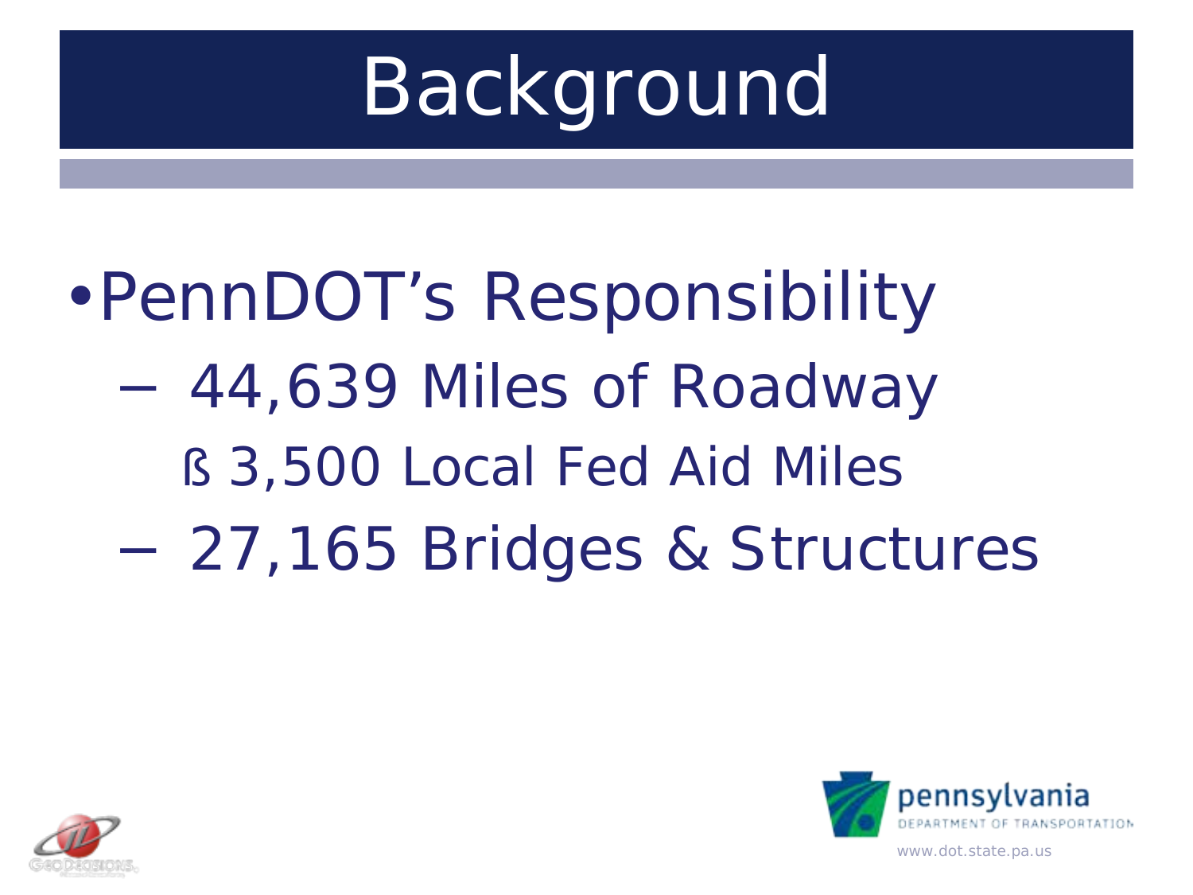# Background

- PennDOT's Responsibility
  - 44,639 Miles of Roadway
    - 3,500 Local Fed Aid Miles
  - 27,165 Bridges & Structures

pennsylvania
DEPARTMENT OF TRANSPORTATION
www.dot.state.pa.us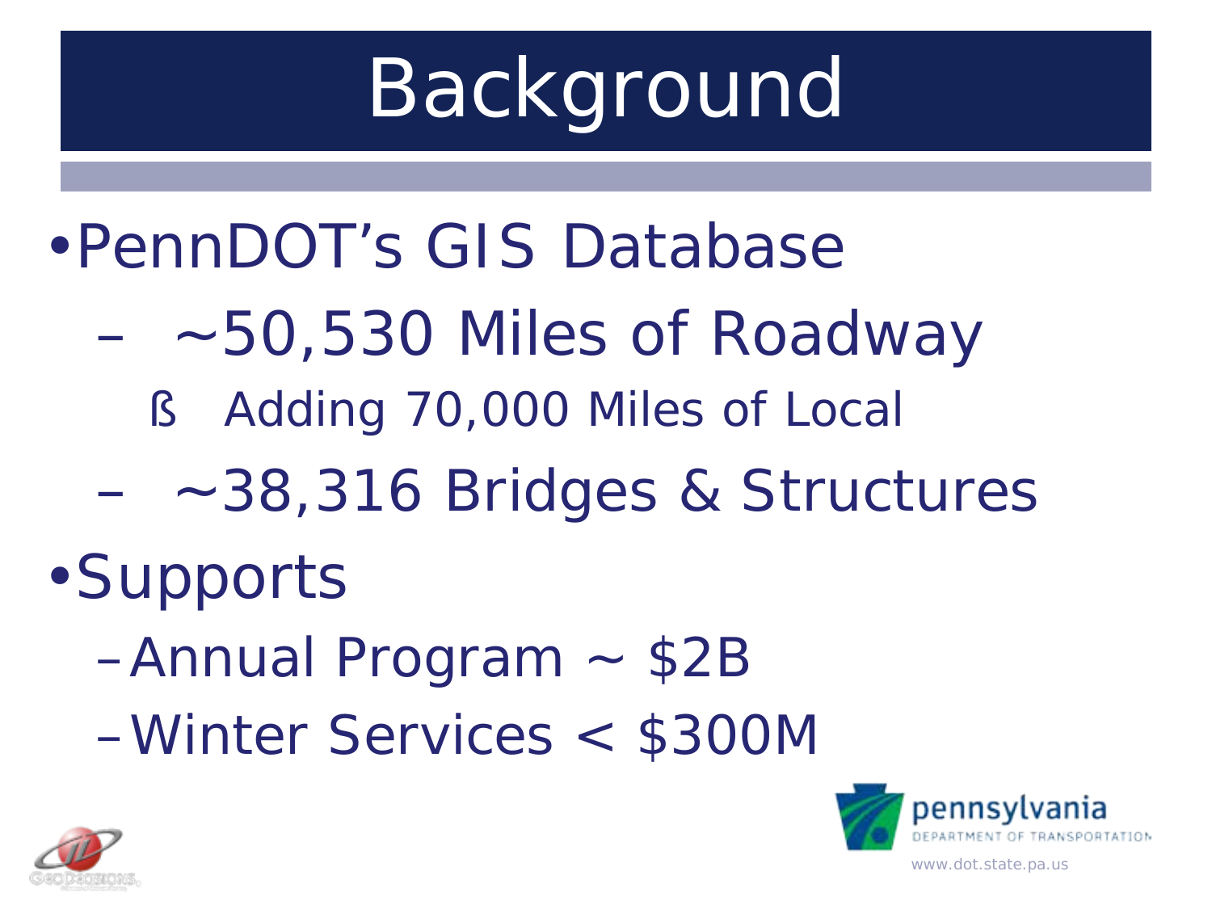# Background

- PennDOT's GIS Database
  - ~50,530 Miles of Roadway
    - Adding 70,000 Miles of Local
  - ~38,316 Bridges & Structures
- Supports
  - Annual Program ~ $2B
  - Winter Services < $300M

pennsylvania DEPARTMENT OF TRANSPORTATION
www.dot.state.pa.us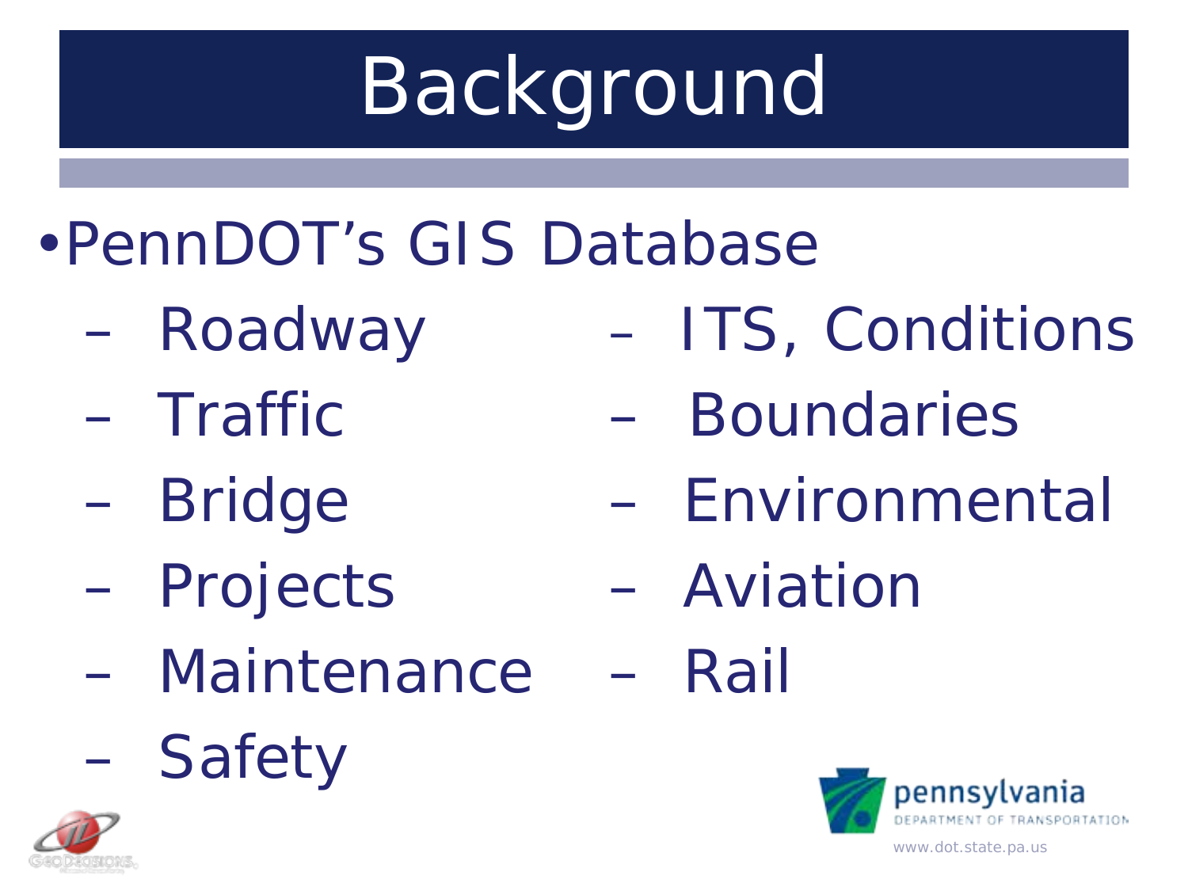# Background

- PennDOT's GIS Database
  - Roadway
  - Traffic
  - Bridge
  - Projects
  - Maintenance
  - Safety
  - ITS, Conditions
  - Boundaries
  - Environmental
  - Aviation
  - Rail

pennsylvania
DEPARTMENT OF TRANSPORTATION
www.dot.state.pa.us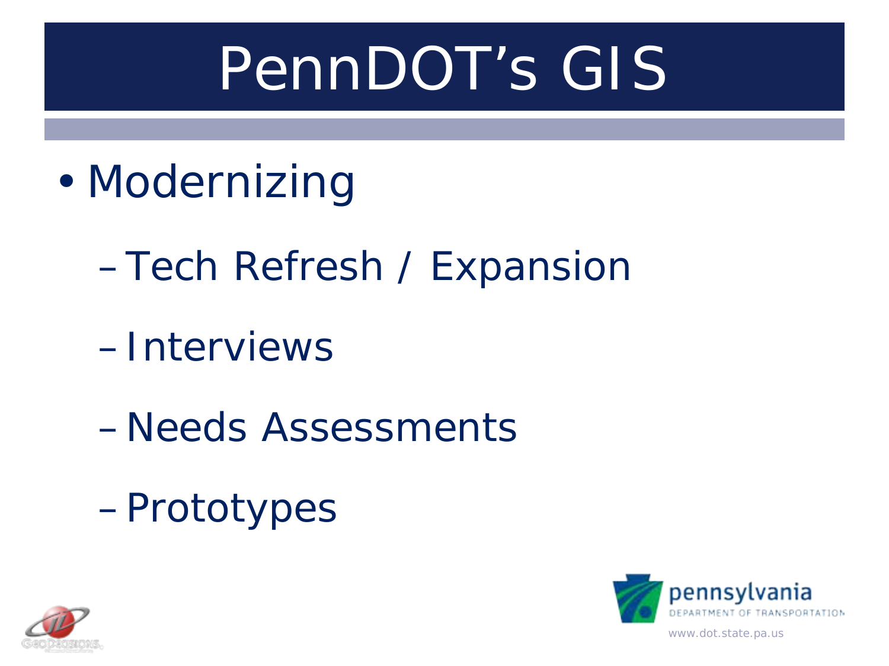# PennDOT's GIS

- Modernizing
  - Tech Refresh / Expansion
  - Interviews
  - Needs Assessments
  - Prototypes

www.dot.state.pa.us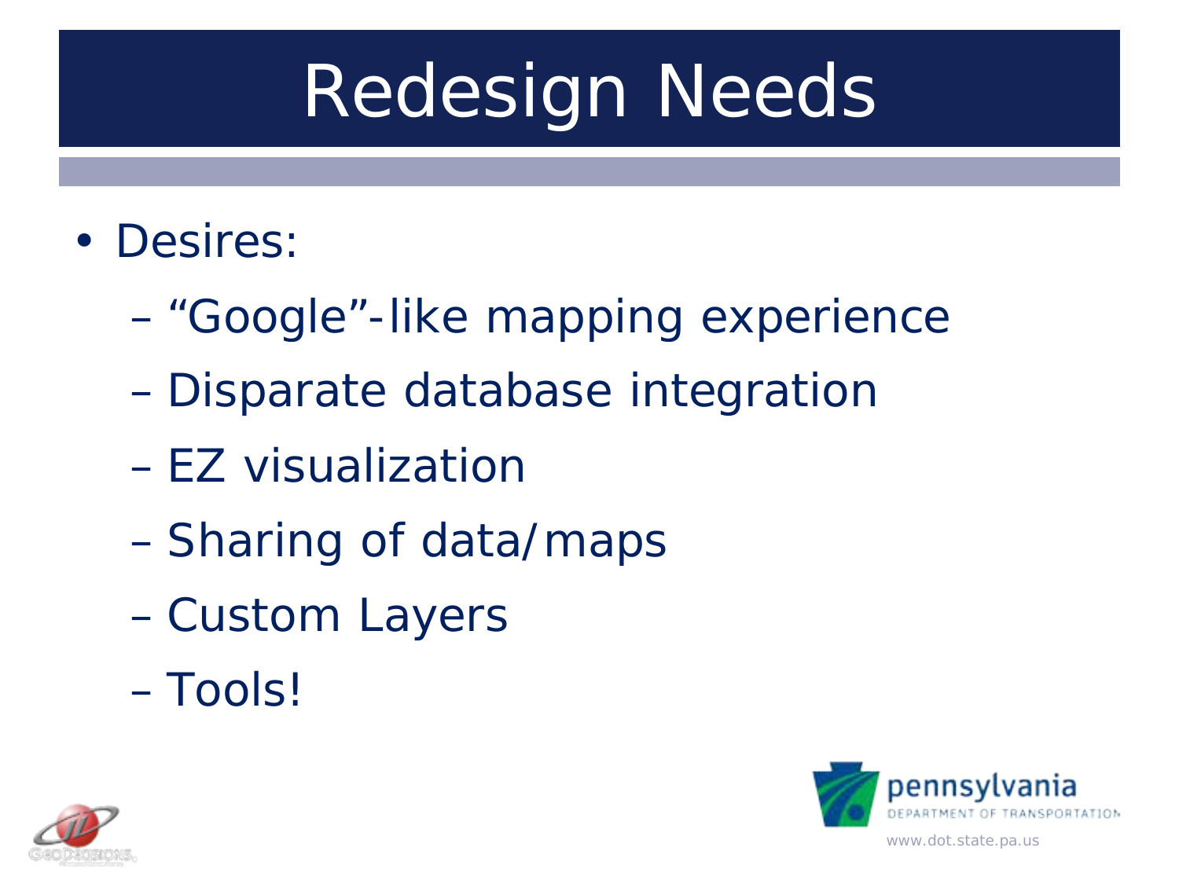# Redesign Needs

- Desires:
  - "Google"-like mapping experience
  - Disparate database integration
  - EZ visualization
  - Sharing of data/maps
  - Custom Layers
  - Tools!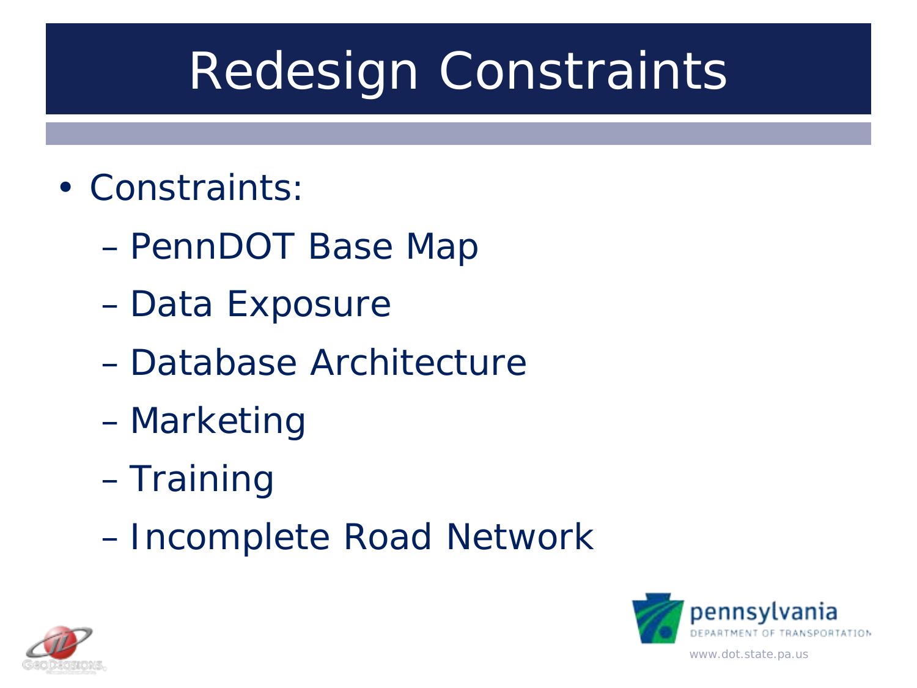# Redesign Constraints

- Constraints:
  - PennDOT Base Map
  - Data Exposure
  - Database Architecture
  - Marketing
  - Training
  - Incomplete Road Network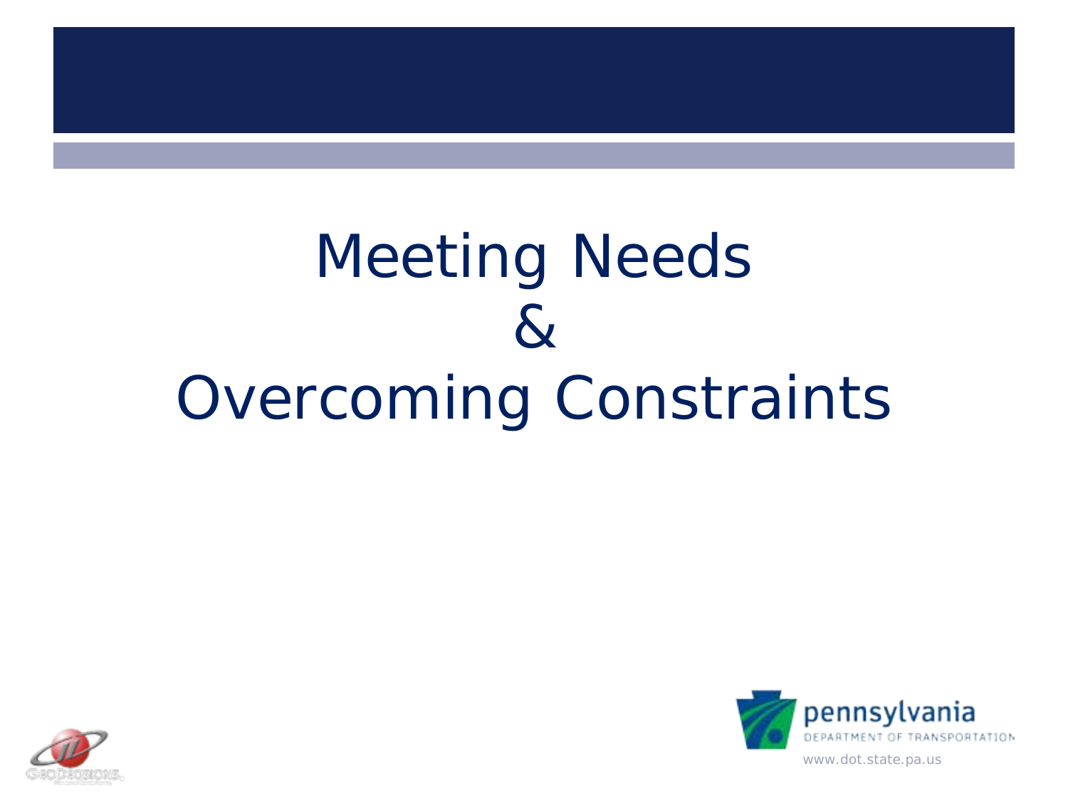# Meeting Needs & Overcoming Constraints

pennsylvania
DEPARTMENT OF TRANSPORTATION
www.dot.state.pa.us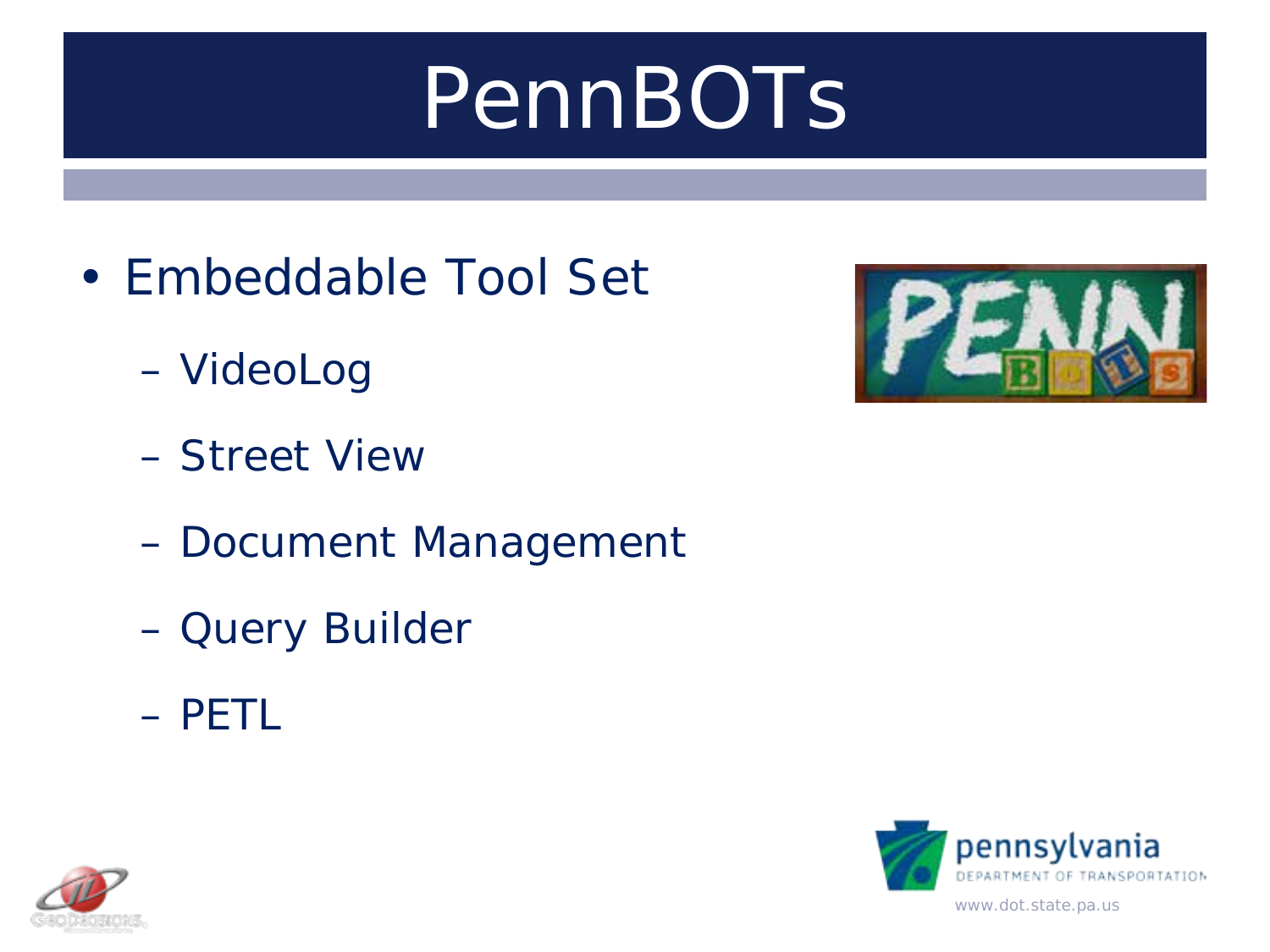# PennBOTs

- Embeddable Tool Set
  - VideoLog
  - Street View
  - Document Management
  - Query Builder
  - PETL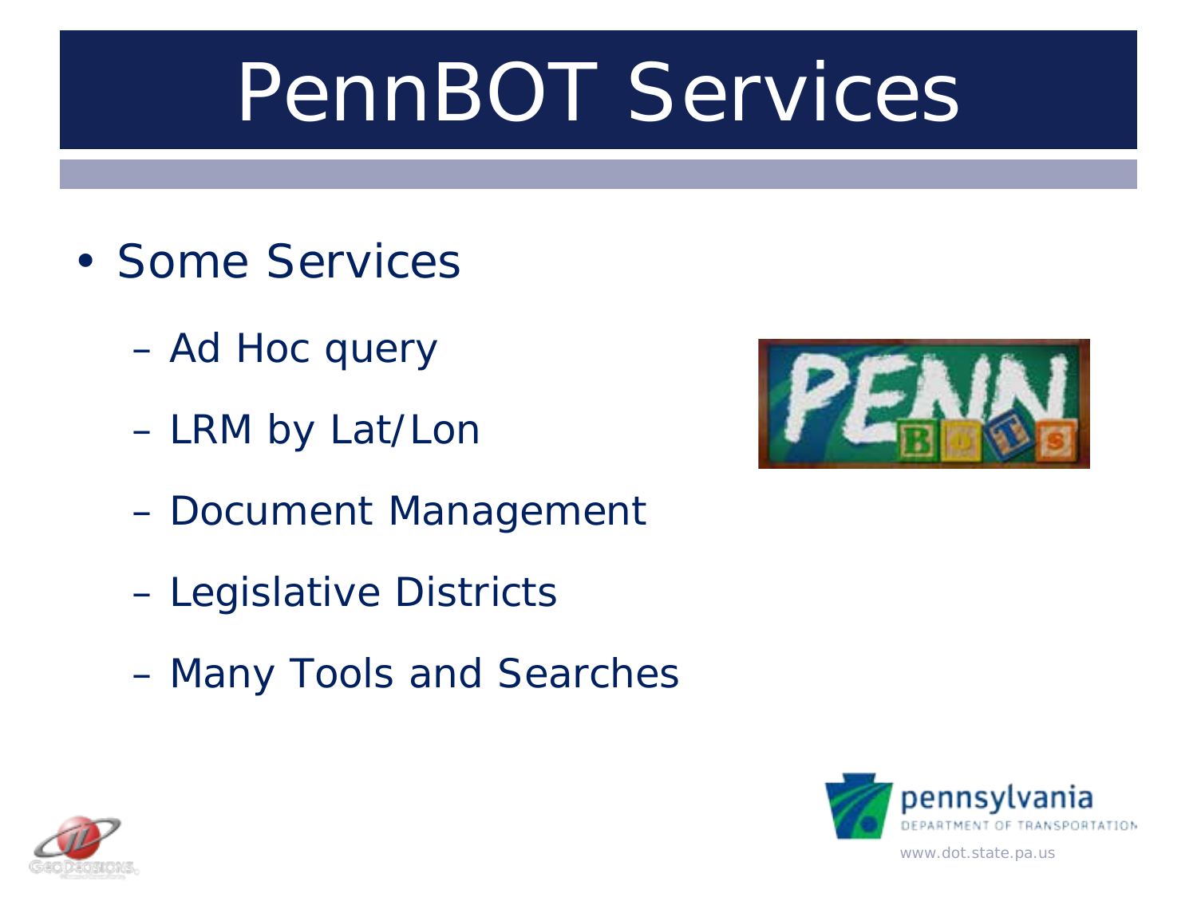# PennBOT Services

- Some Services
  - Ad Hoc query
  - LRM by Lat/Lon
  - Document Management
  - Legislative Districts
  - Many Tools and Searches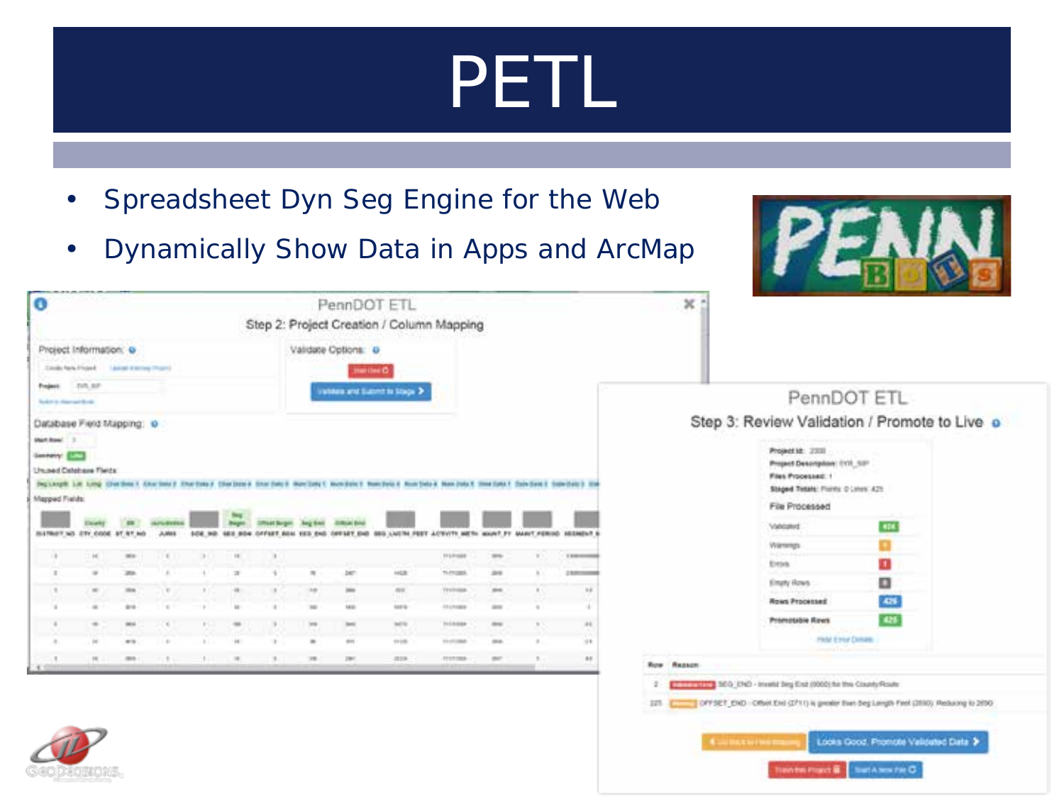# PETL

- Spreadsheet Dyn Seg Engine for the Web
- Dynamically Show Data in Apps and ArcMap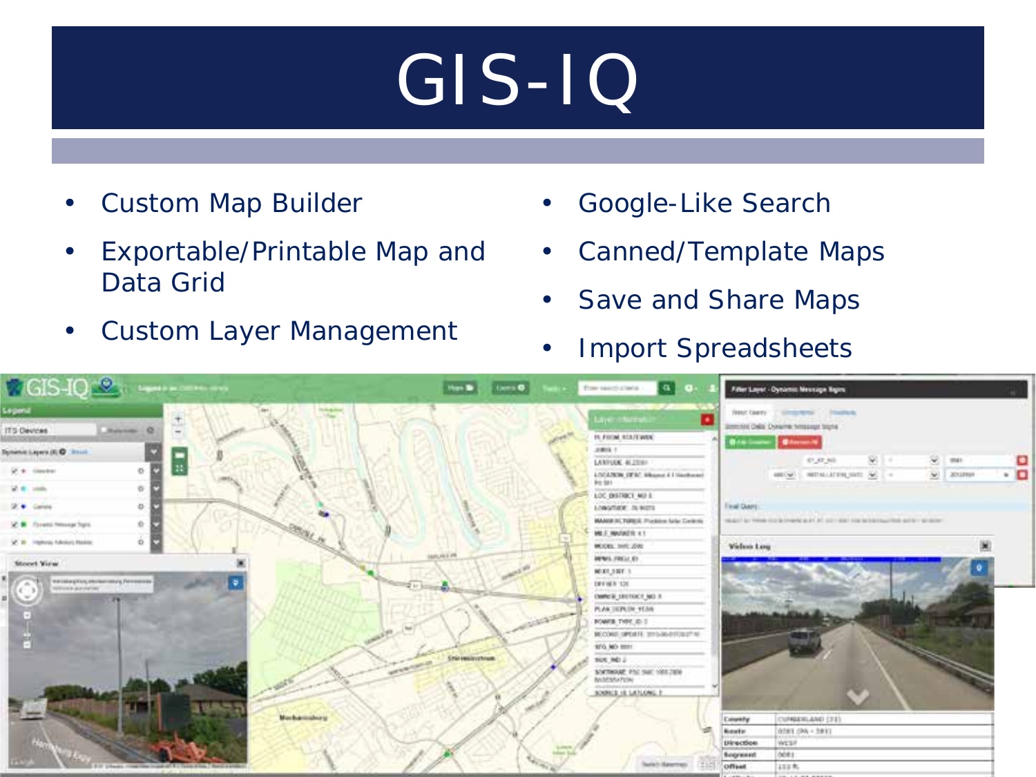# GIS-IQ

- Custom Map Builder
- Exportable/Printable Map and Data Grid
- Custom Layer Management
- Google-Like Search
- Canned/Template Maps
- Save and Share Maps
- Import Spreadsheets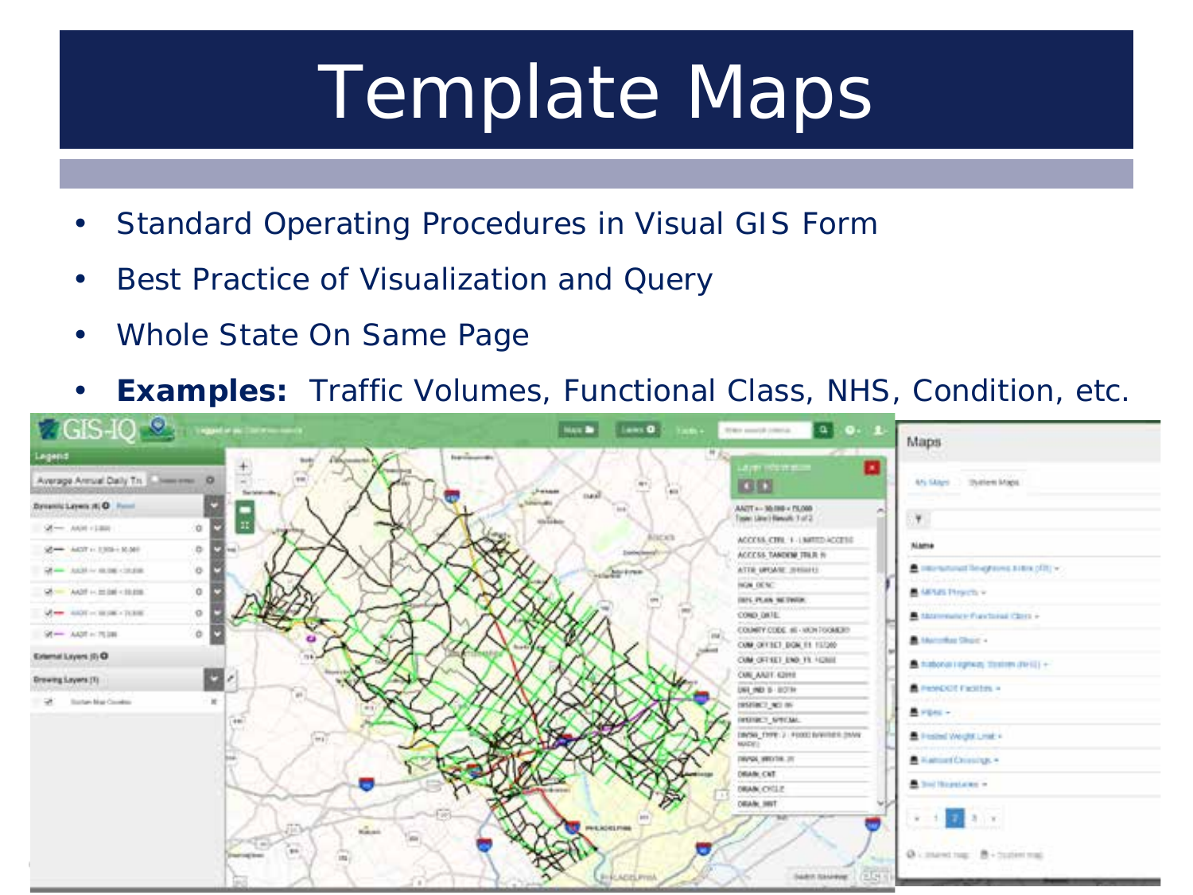# Template Maps

- Standard Operating Procedures in Visual GIS Form
- Best Practice of Visualization and Query
- Whole State On Same Page
- **Examples:** Traffic Volumes, Functional Class, NHS, Condition, etc.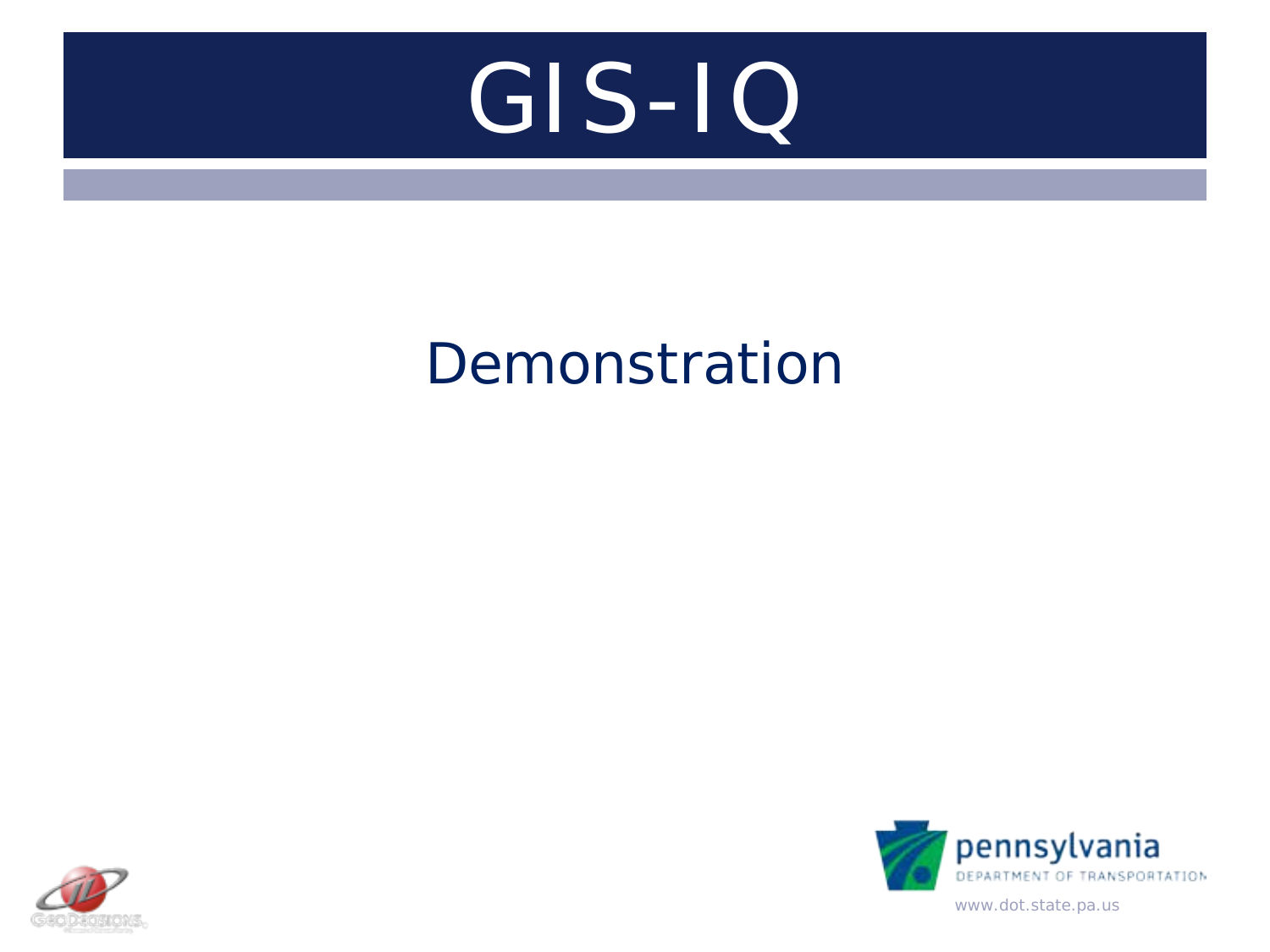# GIS-IQ

## Demonstration

pennsylvania
DEPARTMENT OF TRANSPORTATION
www.dot.state.pa.us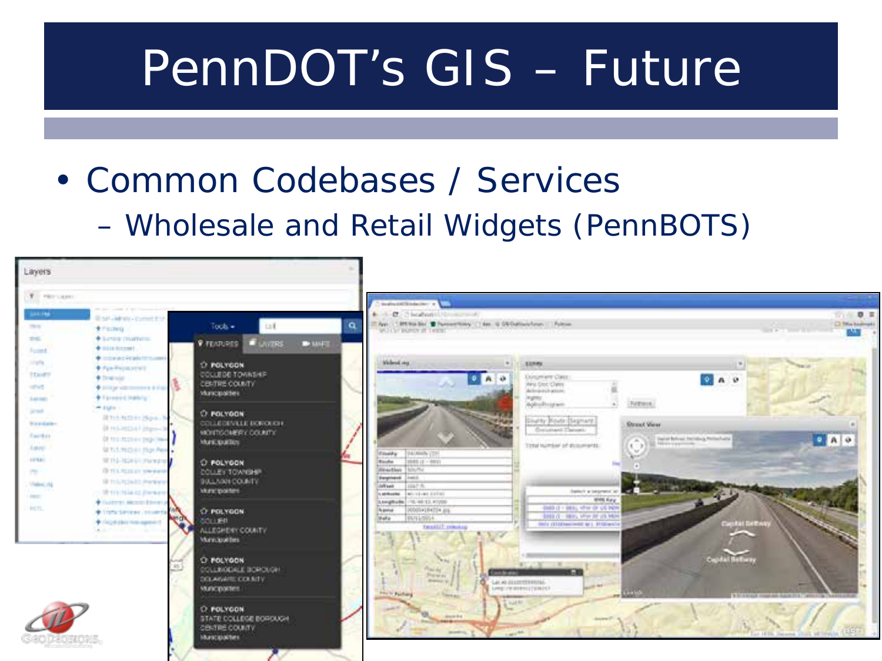# PennDOT's GIS – Future

- Common Codebases / Services
  - Wholesale and Retail Widgets (PennBOTS)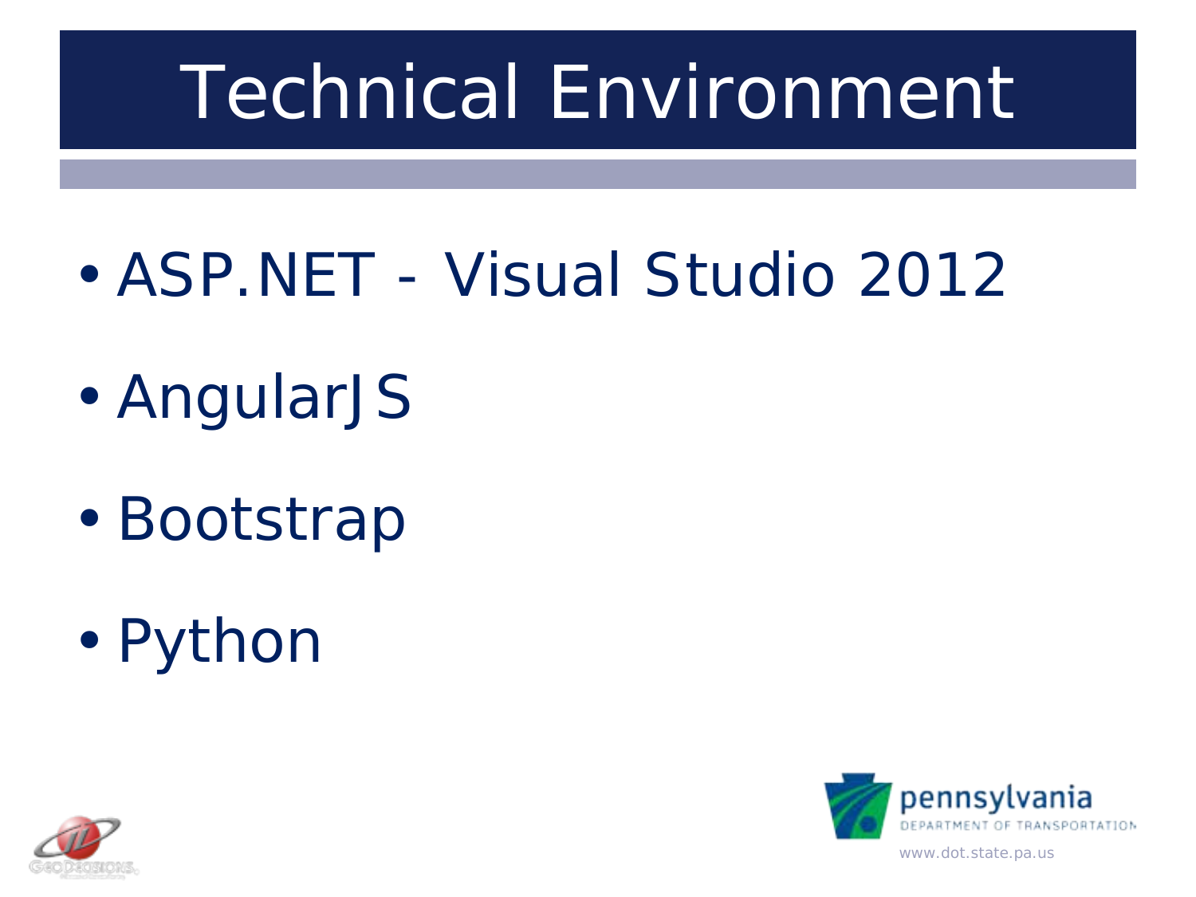# Technical Environment

- ASP.NET - Visual Studio 2012
- AngularJS
- Bootstrap
- Python

www.dot.state.pa.us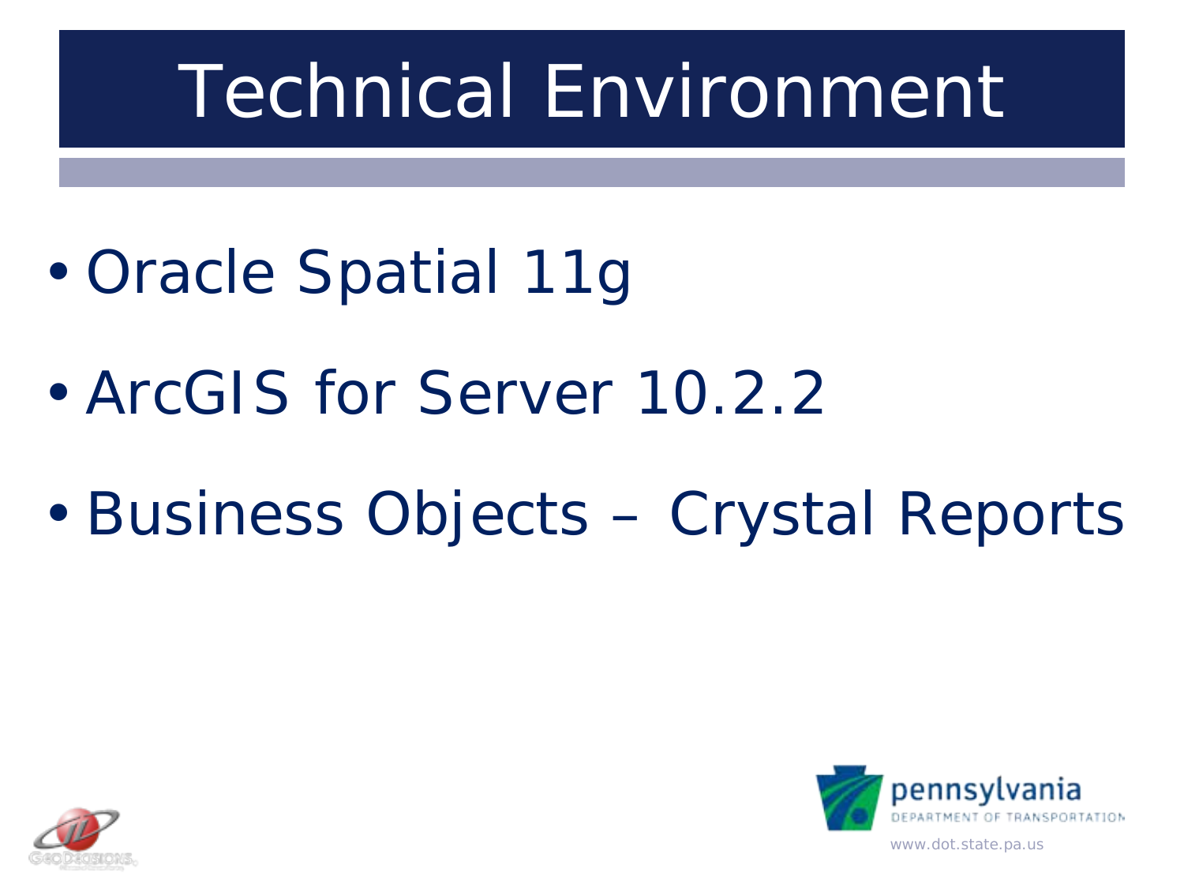# Technical Environment

- Oracle Spatial 11g
- ArcGIS for Server 10.2.2
- Business Objects – Crystal Reports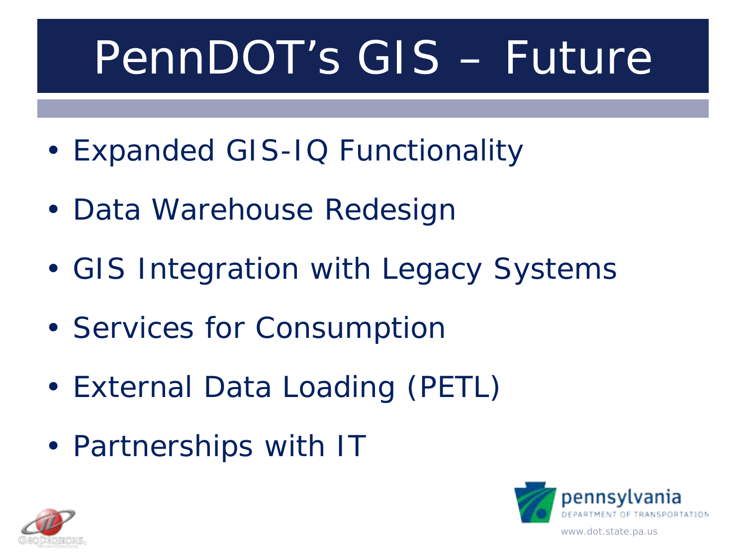# PennDOT's GIS – Future

- Expanded GIS-IQ Functionality
- Data Warehouse Redesign
- GIS Integration with Legacy Systems
- Services for Consumption
- External Data Loading (PETL)
- Partnerships with IT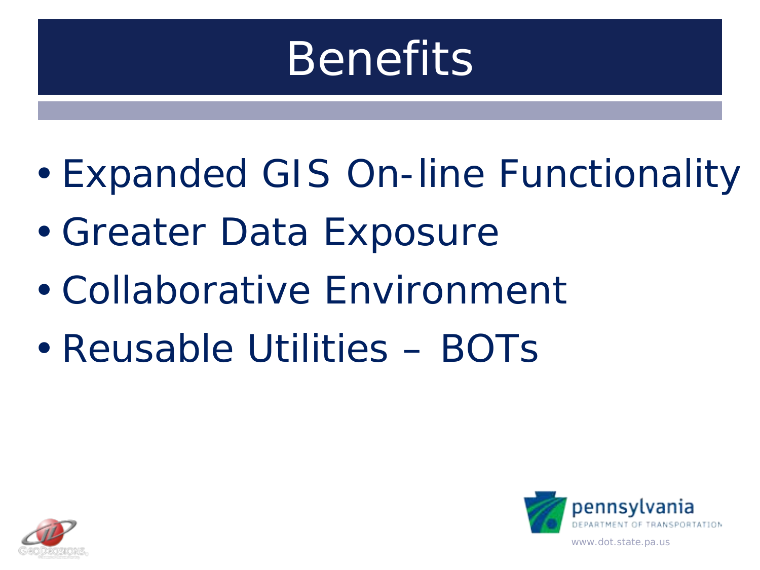# Benefits

- Expanded GIS On-line Functionality
- Greater Data Exposure
- Collaborative Environment
- Reusable Utilities – BOTs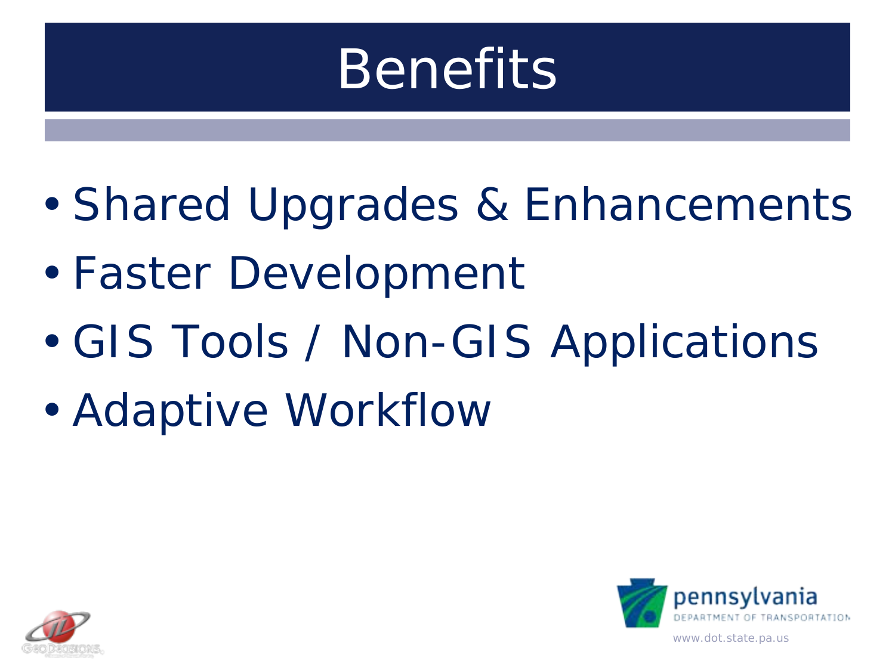# Benefits

- Shared Upgrades & Enhancements
- Faster Development
- GIS Tools / Non-GIS Applications
- Adaptive Workflow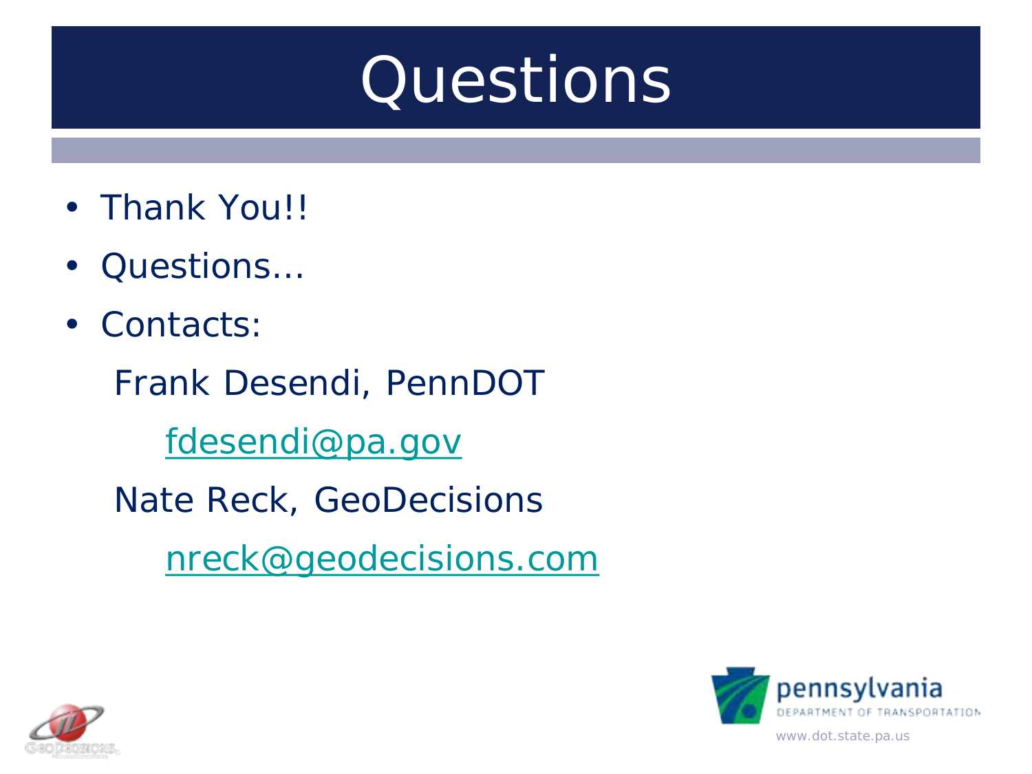# Questions

- Thank You!!
- Questions…
- Contacts:

  Frank Desendi, PennDOT

  fdesendi@pa.gov

  Nate Reck, GeoDecisions

  nreck@geodecisions.com

pennsylvania
DEPARTMENT OF TRANSPORTATION
www.dot.state.pa.us